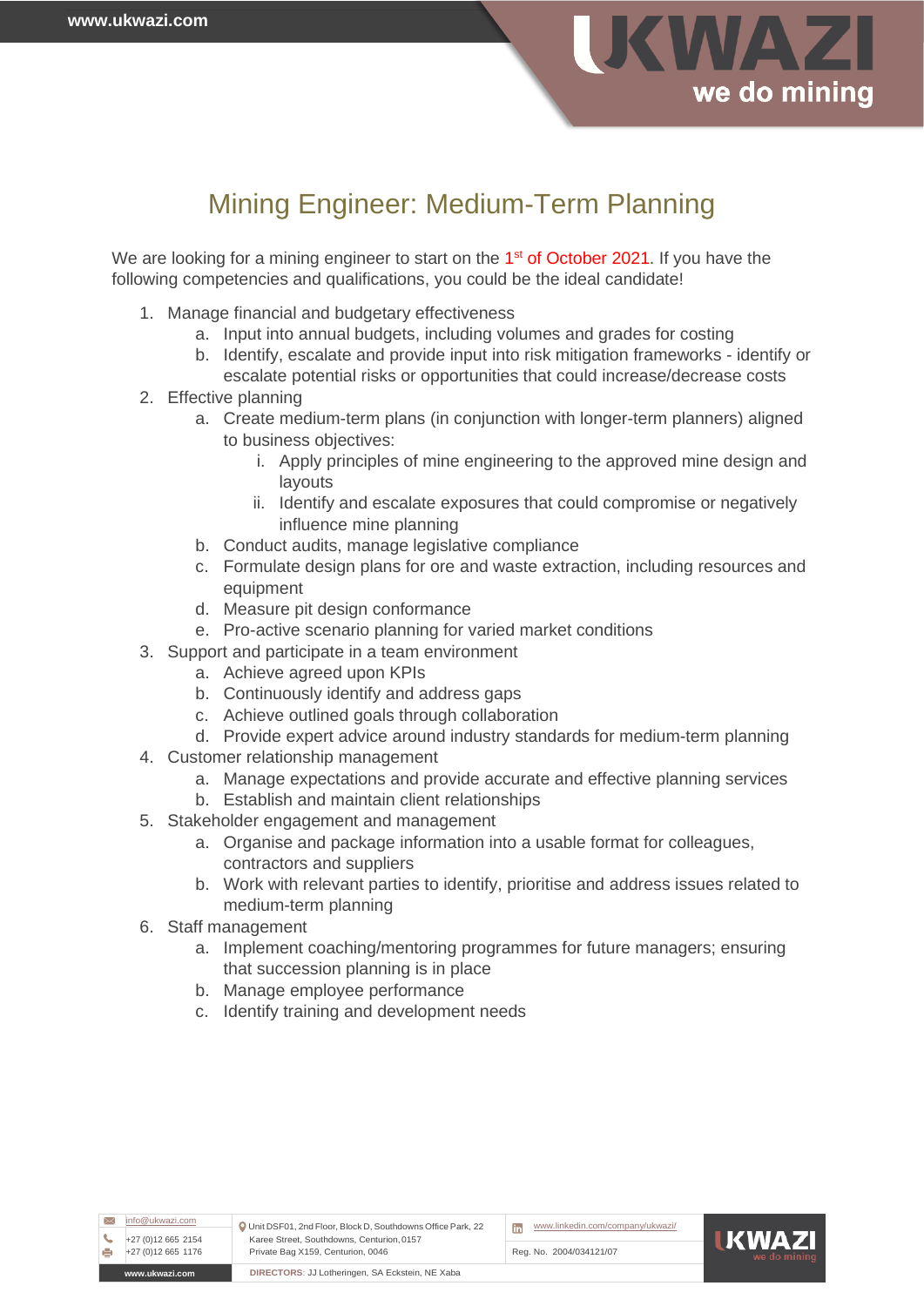# Mining Engineer: Medium-Term Planning

We are looking for a mining engineer to start on the 1st of October 2021. If you have the following competencies and qualifications, you could be the ideal candidate!

1. Manage financial and budgetary effectiveness
   a. Input into annual budgets, including volumes and grades for costing
   b. Identify, escalate and provide input into risk mitigation frameworks - identify or escalate potential risks or opportunities that could increase/decrease costs
2. Effective planning
   a. Create medium-term plans (in conjunction with longer-term planners) aligned to business objectives:
      i. Apply principles of mine engineering to the approved mine design and layouts
      ii. Identify and escalate exposures that could compromise or negatively influence mine planning
   b. Conduct audits, manage legislative compliance
   c. Formulate design plans for ore and waste extraction, including resources and equipment
   d. Measure pit design conformance
   e. Pro-active scenario planning for varied market conditions
3. Support and participate in a team environment
   a. Achieve agreed upon KPIs
   b. Continuously identify and address gaps
   c. Achieve outlined goals through collaboration
   d. Provide expert advice around industry standards for medium-term planning
4. Customer relationship management
   a. Manage expectations and provide accurate and effective planning services
   b. Establish and maintain client relationships
5. Stakeholder engagement and management
   a. Organise and package information into a usable format for colleagues, contractors and suppliers
   b. Work with relevant parties to identify, prioritise and address issues related to medium-term planning
6. Staff management
   a. Implement coaching/mentoring programmes for future managers; ensuring that succession planning is in place
   b. Manage employee performance
   c. Identify training and development needs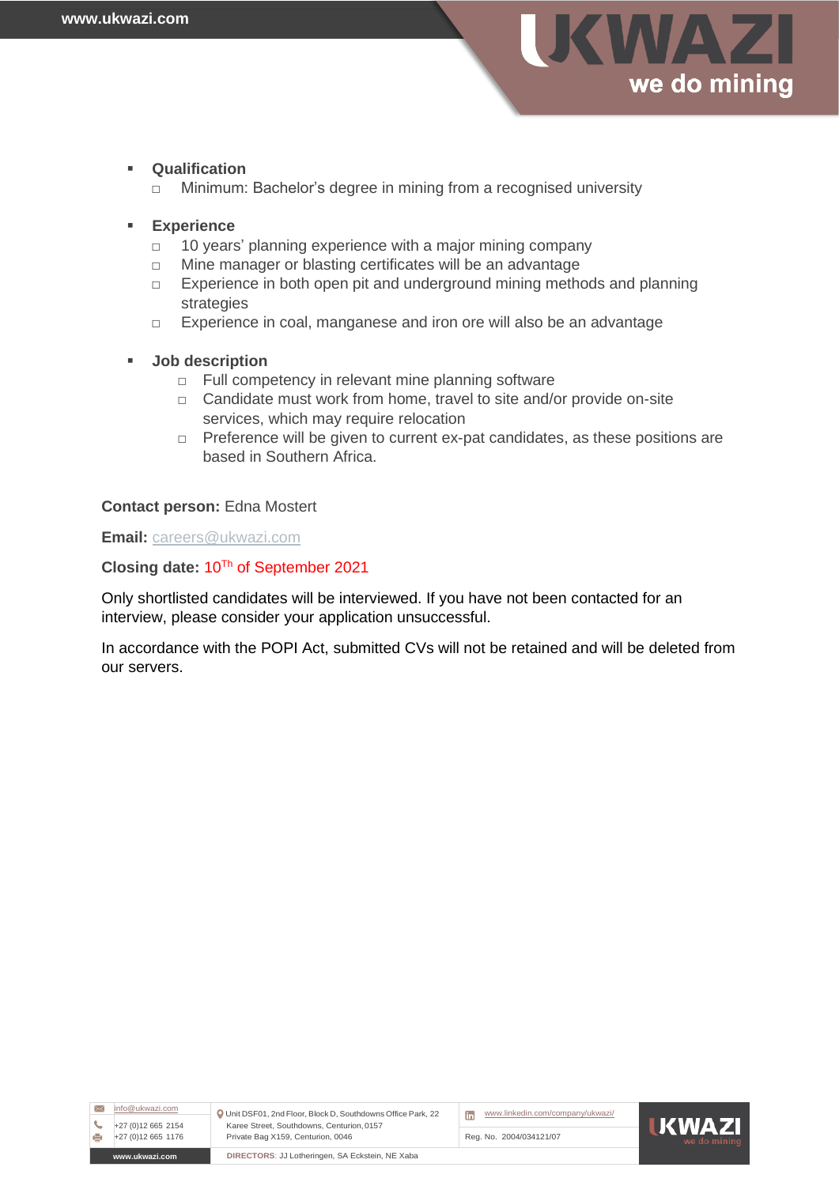- **Qualification**
  - Minimum: Bachelor's degree in mining from a recognised university

- **Experience**
  - 10 years' planning experience with a major mining company
  - Mine manager or blasting certificates will be an advantage
  - Experience in both open pit and underground mining methods and planning strategies
  - Experience in coal, manganese and iron ore will also be an advantage

- **Job description**
  - Full competency in relevant mine planning software
  - Candidate must work from home, travel to site and/or provide on-site services, which may require relocation
  - Preference will be given to current ex-pat candidates, as these positions are based in Southern Africa.

**Contact person:** Edna Mostert

**Email:** careers@ukwazi.com

**Closing date:** 10Th of September 2021

Only shortlisted candidates will be interviewed. If you have not been contacted for an interview, please consider your application unsuccessful.

In accordance with the POPI Act, submitted CVs will not be retained and will be deleted from our servers.